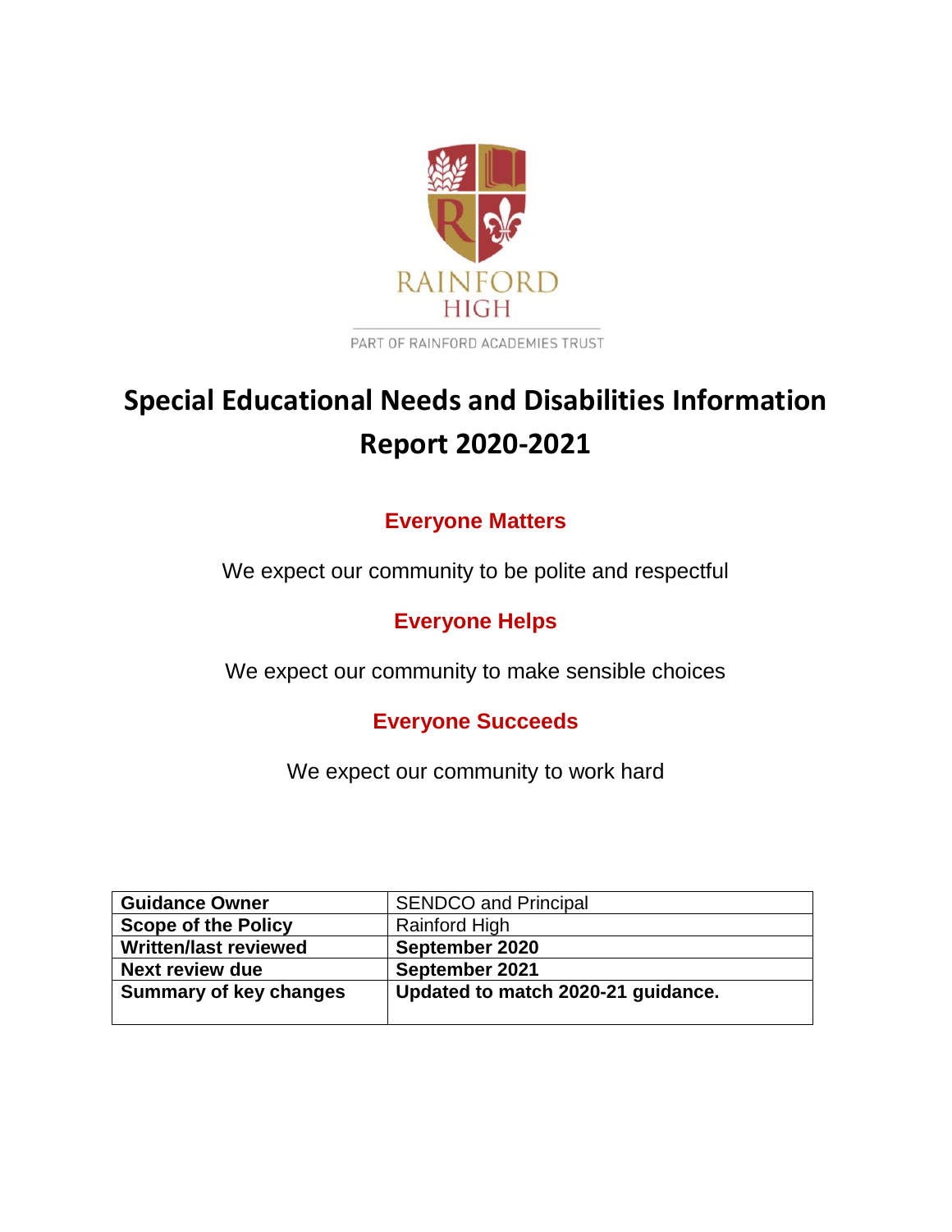RAINFORD HIGH

PART OF RAINFORD ACADEMIES TRUST

# Special Educational Needs and Disabilities Information Report 2020-2021

## Everyone Matters

We expect our community to be polite and respectful

## Everyone Helps

We expect our community to make sensible choices

## Everyone Succeeds

We expect our community to work hard

| **Guidance Owner** | SENDCO and Principal |
|---|---|
| **Scope of the Policy** | Rainford High |
| **Written/last reviewed** | **September 2020** |
| **Next review due** | **September 2021** |
| **Summary of key changes** | **Updated to match 2020-21 guidance.** |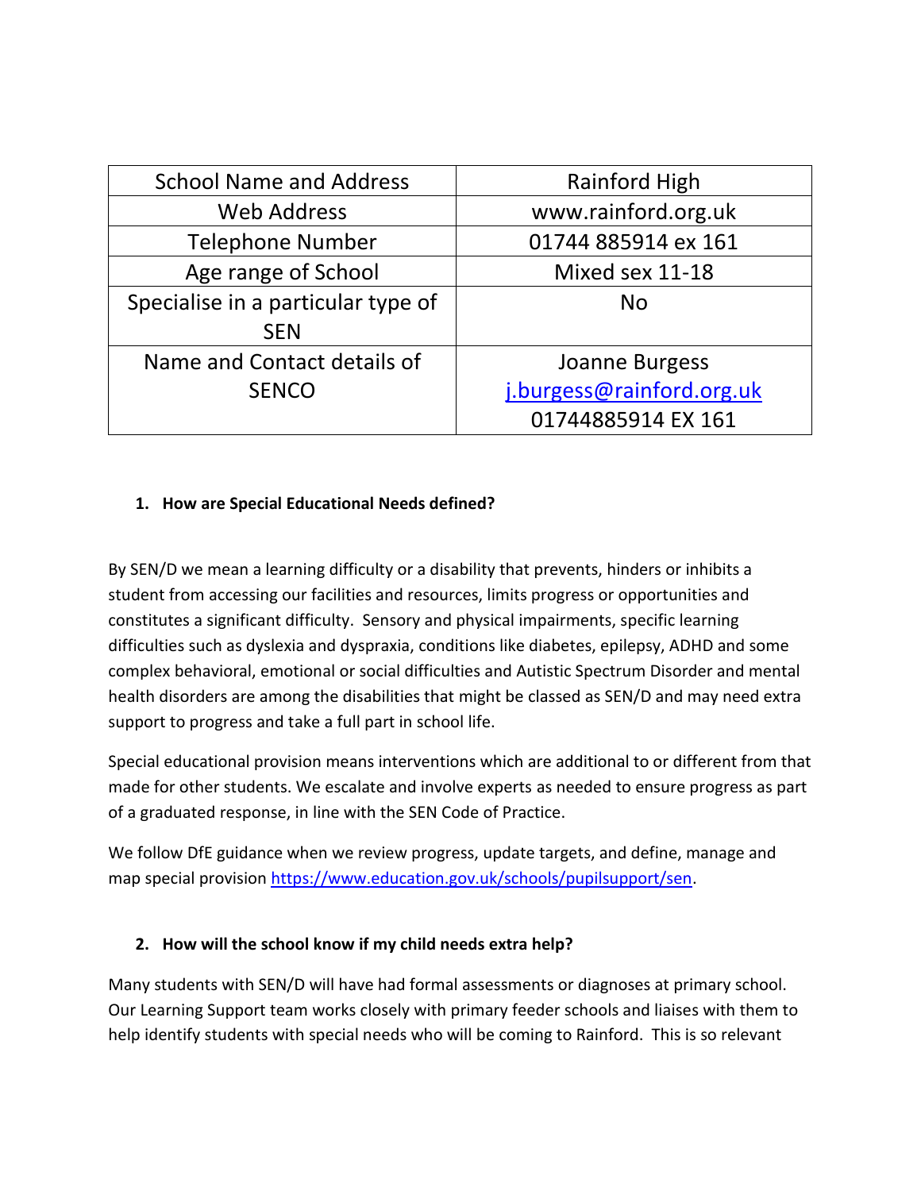| School Name and Address | Rainford High |
|---|---|
| Web Address | www.rainford.org.uk |
| Telephone Number | 01744 885914 ex 161 |
| Age range of School | Mixed sex 11-18 |
| Specialise in a particular type of SEN | No |
| Name and Contact details of SENCO | Joanne Burgess<br>j.burgess@rainford.org.uk<br>01744885914 EX 161 |

**1. How are Special Educational Needs defined?**

By SEN/D we mean a learning difficulty or a disability that prevents, hinders or inhibits a student from accessing our facilities and resources, limits progress or opportunities and constitutes a significant difficulty. Sensory and physical impairments, specific learning difficulties such as dyslexia and dyspraxia, conditions like diabetes, epilepsy, ADHD and some complex behavioral, emotional or social difficulties and Autistic Spectrum Disorder and mental health disorders are among the disabilities that might be classed as SEN/D and may need extra support to progress and take a full part in school life.

Special educational provision means interventions which are additional to or different from that made for other students. We escalate and involve experts as needed to ensure progress as part of a graduated response, in line with the SEN Code of Practice.

We follow DfE guidance when we review progress, update targets, and define, manage and map special provision https://www.education.gov.uk/schools/pupilsupport/sen.

**2. How will the school know if my child needs extra help?**

Many students with SEN/D will have had formal assessments or diagnoses at primary school. Our Learning Support team works closely with primary feeder schools and liaises with them to help identify students with special needs who will be coming to Rainford. This is so relevant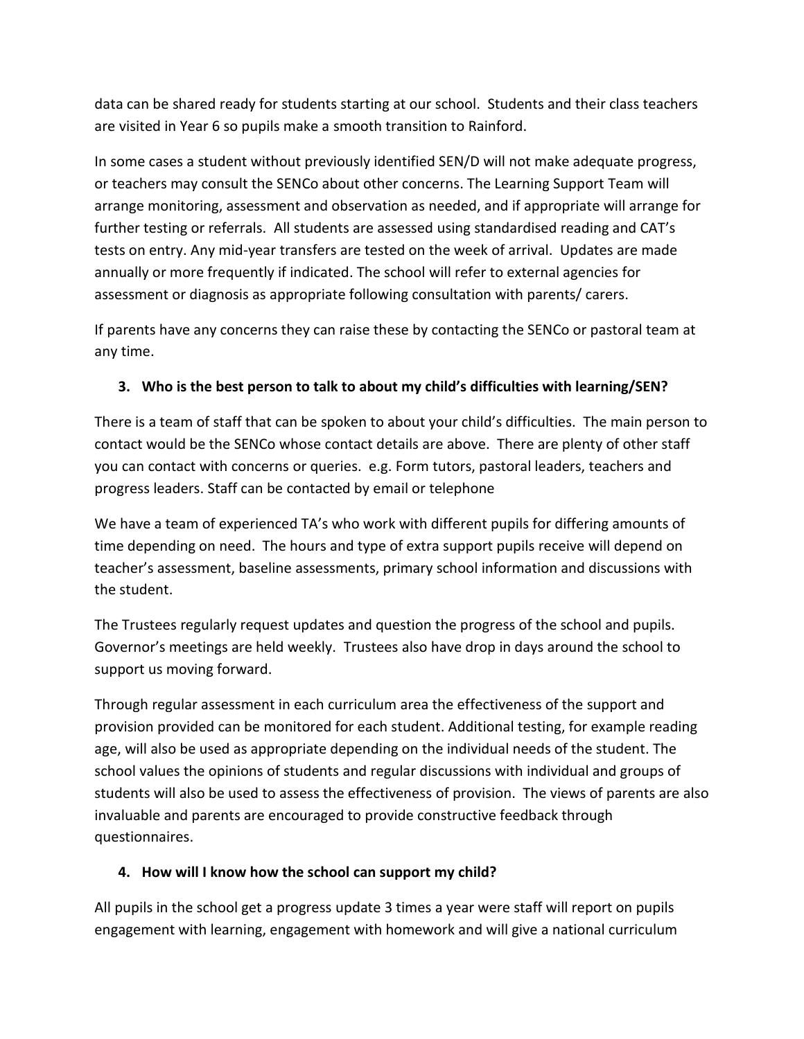data can be shared ready for students starting at our school. Students and their class teachers are visited in Year 6 so pupils make a smooth transition to Rainford.

In some cases a student without previously identified SEN/D will not make adequate progress, or teachers may consult the SENCo about other concerns. The Learning Support Team will arrange monitoring, assessment and observation as needed, and if appropriate will arrange for further testing or referrals. All students are assessed using standardised reading and CAT's tests on entry. Any mid-year transfers are tested on the week of arrival. Updates are made annually or more frequently if indicated. The school will refer to external agencies for assessment or diagnosis as appropriate following consultation with parents/ carers.

If parents have any concerns they can raise these by contacting the SENCo or pastoral team at any time.

### 3. Who is the best person to talk to about my child's difficulties with learning/SEN?

There is a team of staff that can be spoken to about your child's difficulties. The main person to contact would be the SENCo whose contact details are above. There are plenty of other staff you can contact with concerns or queries. e.g. Form tutors, pastoral leaders, teachers and progress leaders. Staff can be contacted by email or telephone

We have a team of experienced TA's who work with different pupils for differing amounts of time depending on need. The hours and type of extra support pupils receive will depend on teacher's assessment, baseline assessments, primary school information and discussions with the student.

The Trustees regularly request updates and question the progress of the school and pupils. Governor's meetings are held weekly. Trustees also have drop in days around the school to support us moving forward.

Through regular assessment in each curriculum area the effectiveness of the support and provision provided can be monitored for each student. Additional testing, for example reading age, will also be used as appropriate depending on the individual needs of the student. The school values the opinions of students and regular discussions with individual and groups of students will also be used to assess the effectiveness of provision. The views of parents are also invaluable and parents are encouraged to provide constructive feedback through questionnaires.

### 4. How will I know how the school can support my child?

All pupils in the school get a progress update 3 times a year were staff will report on pupils engagement with learning, engagement with homework and will give a national curriculum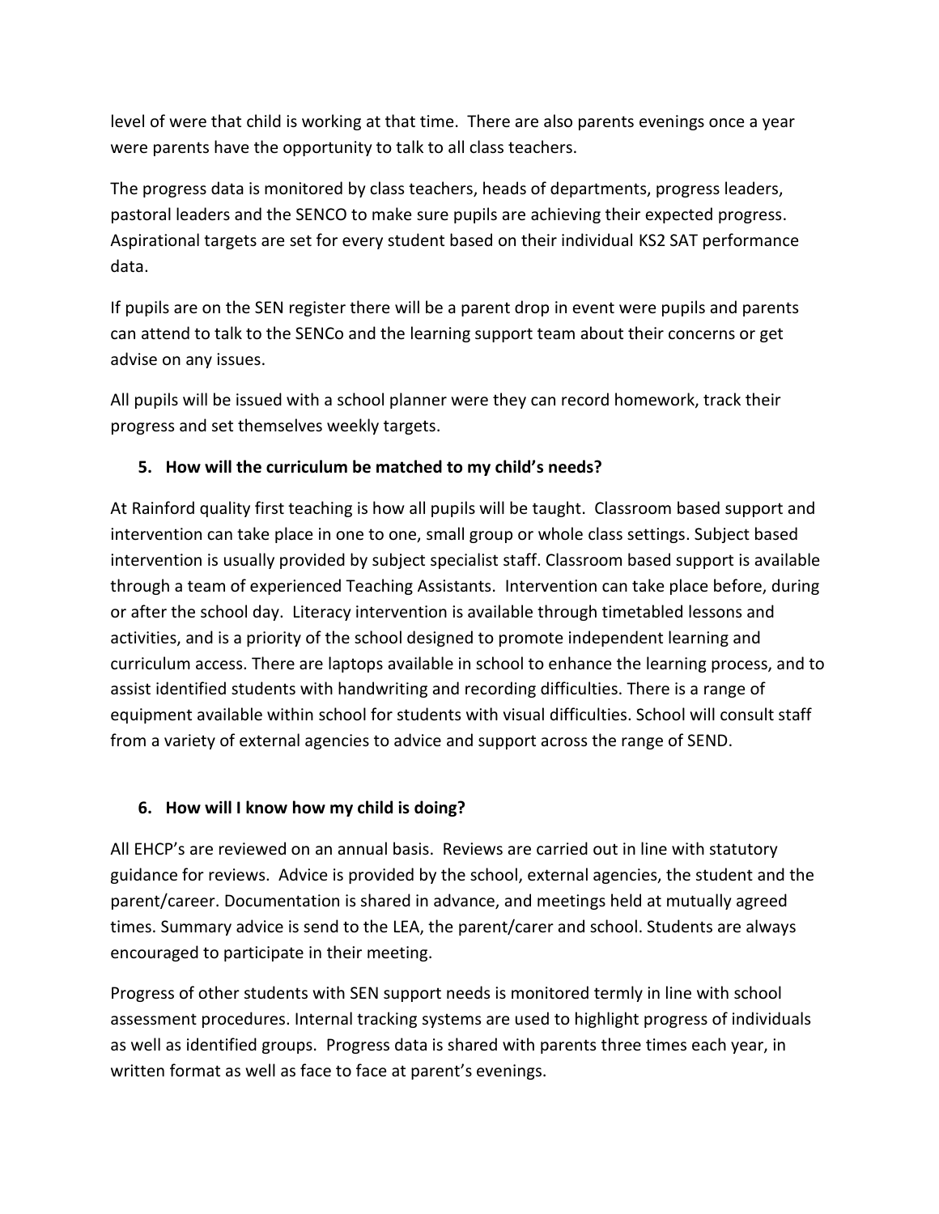level of were that child is working at that time. There are also parents evenings once a year were parents have the opportunity to talk to all class teachers.

The progress data is monitored by class teachers, heads of departments, progress leaders, pastoral leaders and the SENCO to make sure pupils are achieving their expected progress. Aspirational targets are set for every student based on their individual KS2 SAT performance data.

If pupils are on the SEN register there will be a parent drop in event were pupils and parents can attend to talk to the SENCo and the learning support team about their concerns or get advise on any issues.

All pupils will be issued with a school planner were they can record homework, track their progress and set themselves weekly targets.

### 5. How will the curriculum be matched to my child's needs?

At Rainford quality first teaching is how all pupils will be taught. Classroom based support and intervention can take place in one to one, small group or whole class settings. Subject based intervention is usually provided by subject specialist staff. Classroom based support is available through a team of experienced Teaching Assistants. Intervention can take place before, during or after the school day. Literacy intervention is available through timetabled lessons and activities, and is a priority of the school designed to promote independent learning and curriculum access. There are laptops available in school to enhance the learning process, and to assist identified students with handwriting and recording difficulties. There is a range of equipment available within school for students with visual difficulties. School will consult staff from a variety of external agencies to advice and support across the range of SEND.

### 6. How will I know how my child is doing?

All EHCP's are reviewed on an annual basis. Reviews are carried out in line with statutory guidance for reviews. Advice is provided by the school, external agencies, the student and the parent/career. Documentation is shared in advance, and meetings held at mutually agreed times. Summary advice is send to the LEA, the parent/carer and school. Students are always encouraged to participate in their meeting.

Progress of other students with SEN support needs is monitored termly in line with school assessment procedures. Internal tracking systems are used to highlight progress of individuals as well as identified groups. Progress data is shared with parents three times each year, in written format as well as face to face at parent's evenings.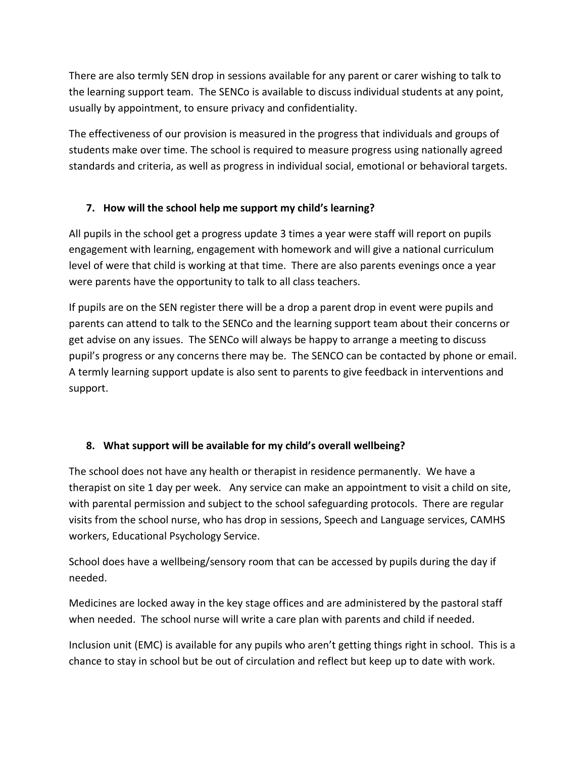There are also termly SEN drop in sessions available for any parent or carer wishing to talk to the learning support team. The SENCo is available to discuss individual students at any point, usually by appointment, to ensure privacy and confidentiality.

The effectiveness of our provision is measured in the progress that individuals and groups of students make over time. The school is required to measure progress using nationally agreed standards and criteria, as well as progress in individual social, emotional or behavioral targets.

### 7. How will the school help me support my child's learning?

All pupils in the school get a progress update 3 times a year were staff will report on pupils engagement with learning, engagement with homework and will give a national curriculum level of were that child is working at that time. There are also parents evenings once a year were parents have the opportunity to talk to all class teachers.

If pupils are on the SEN register there will be a drop a parent drop in event were pupils and parents can attend to talk to the SENCo and the learning support team about their concerns or get advise on any issues. The SENCo will always be happy to arrange a meeting to discuss pupil's progress or any concerns there may be. The SENCO can be contacted by phone or email. A termly learning support update is also sent to parents to give feedback in interventions and support.

### 8. What support will be available for my child's overall wellbeing?

The school does not have any health or therapist in residence permanently. We have a therapist on site 1 day per week. Any service can make an appointment to visit a child on site, with parental permission and subject to the school safeguarding protocols. There are regular visits from the school nurse, who has drop in sessions, Speech and Language services, CAMHS workers, Educational Psychology Service.

School does have a wellbeing/sensory room that can be accessed by pupils during the day if needed.

Medicines are locked away in the key stage offices and are administered by the pastoral staff when needed. The school nurse will write a care plan with parents and child if needed.

Inclusion unit (EMC) is available for any pupils who aren't getting things right in school. This is a chance to stay in school but be out of circulation and reflect but keep up to date with work.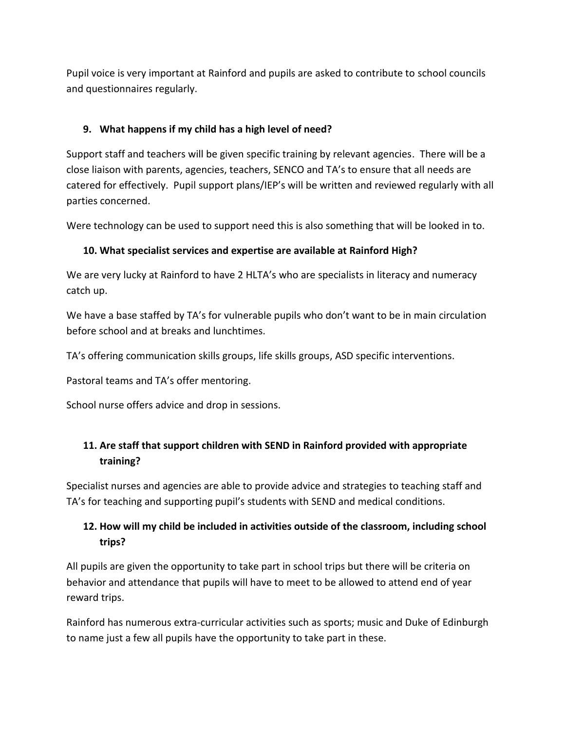Pupil voice is very important at Rainford and pupils are asked to contribute to school councils and questionnaires regularly.

9. **What happens if my child has a high level of need?**

Support staff and teachers will be given specific training by relevant agencies. There will be a close liaison with parents, agencies, teachers, SENCO and TA's to ensure that all needs are catered for effectively. Pupil support plans/IEP's will be written and reviewed regularly with all parties concerned.

Were technology can be used to support need this is also something that will be looked in to.

10. **What specialist services and expertise are available at Rainford High?**

We are very lucky at Rainford to have 2 HLTA's who are specialists in literacy and numeracy catch up.

We have a base staffed by TA's for vulnerable pupils who don't want to be in main circulation before school and at breaks and lunchtimes.

TA's offering communication skills groups, life skills groups, ASD specific interventions.

Pastoral teams and TA's offer mentoring.

School nurse offers advice and drop in sessions.

11. **Are staff that support children with SEND in Rainford provided with appropriate training?**

Specialist nurses and agencies are able to provide advice and strategies to teaching staff and TA's for teaching and supporting pupil's students with SEND and medical conditions.

12. **How will my child be included in activities outside of the classroom, including school trips?**

All pupils are given the opportunity to take part in school trips but there will be criteria on behavior and attendance that pupils will have to meet to be allowed to attend end of year reward trips.

Rainford has numerous extra-curricular activities such as sports; music and Duke of Edinburgh to name just a few all pupils have the opportunity to take part in these.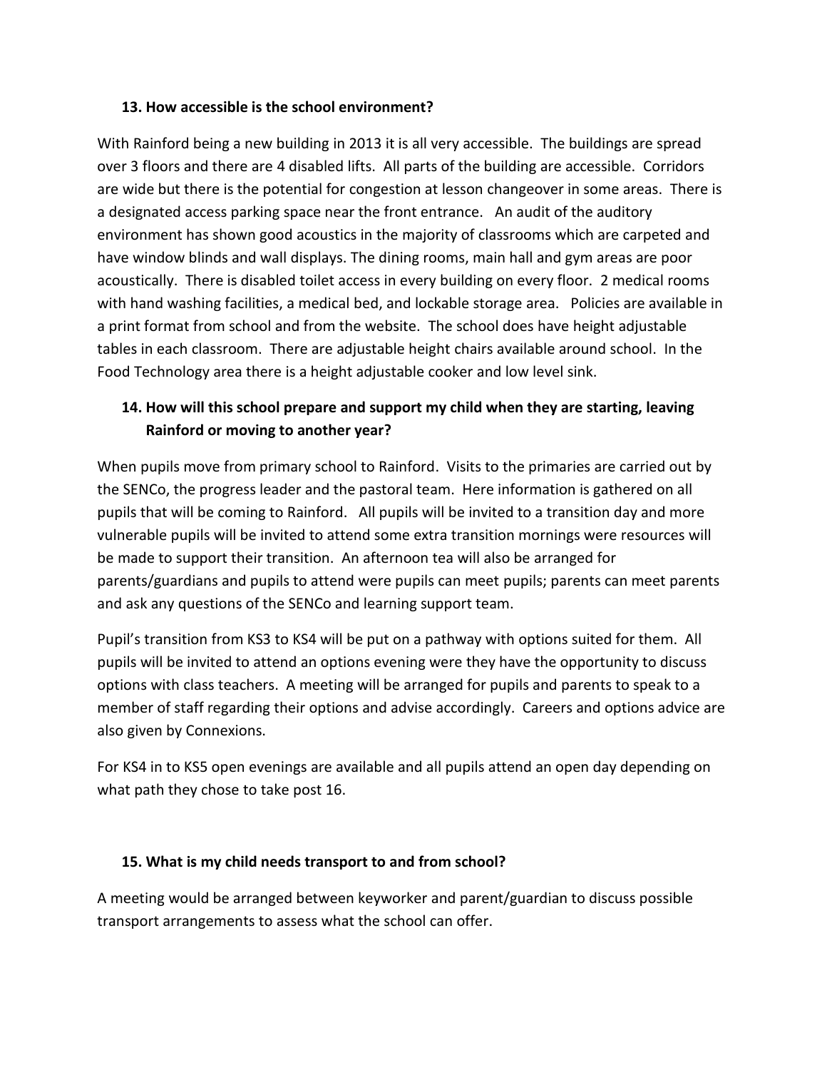### 13. How accessible is the school environment?

With Rainford being a new building in 2013 it is all very accessible. The buildings are spread over 3 floors and there are 4 disabled lifts. All parts of the building are accessible. Corridors are wide but there is the potential for congestion at lesson changeover in some areas. There is a designated access parking space near the front entrance. An audit of the auditory environment has shown good acoustics in the majority of classrooms which are carpeted and have window blinds and wall displays. The dining rooms, main hall and gym areas are poor acoustically. There is disabled toilet access in every building on every floor. 2 medical rooms with hand washing facilities, a medical bed, and lockable storage area. Policies are available in a print format from school and from the website. The school does have height adjustable tables in each classroom. There are adjustable height chairs available around school. In the Food Technology area there is a height adjustable cooker and low level sink.

### 14. How will this school prepare and support my child when they are starting, leaving Rainford or moving to another year?

When pupils move from primary school to Rainford. Visits to the primaries are carried out by the SENCo, the progress leader and the pastoral team. Here information is gathered on all pupils that will be coming to Rainford. All pupils will be invited to a transition day and more vulnerable pupils will be invited to attend some extra transition mornings were resources will be made to support their transition. An afternoon tea will also be arranged for parents/guardians and pupils to attend were pupils can meet pupils; parents can meet parents and ask any questions of the SENCo and learning support team.

Pupil's transition from KS3 to KS4 will be put on a pathway with options suited for them. All pupils will be invited to attend an options evening were they have the opportunity to discuss options with class teachers. A meeting will be arranged for pupils and parents to speak to a member of staff regarding their options and advise accordingly. Careers and options advice are also given by Connexions.

For KS4 in to KS5 open evenings are available and all pupils attend an open day depending on what path they chose to take post 16.

### 15. What is my child needs transport to and from school?

A meeting would be arranged between keyworker and parent/guardian to discuss possible transport arrangements to assess what the school can offer.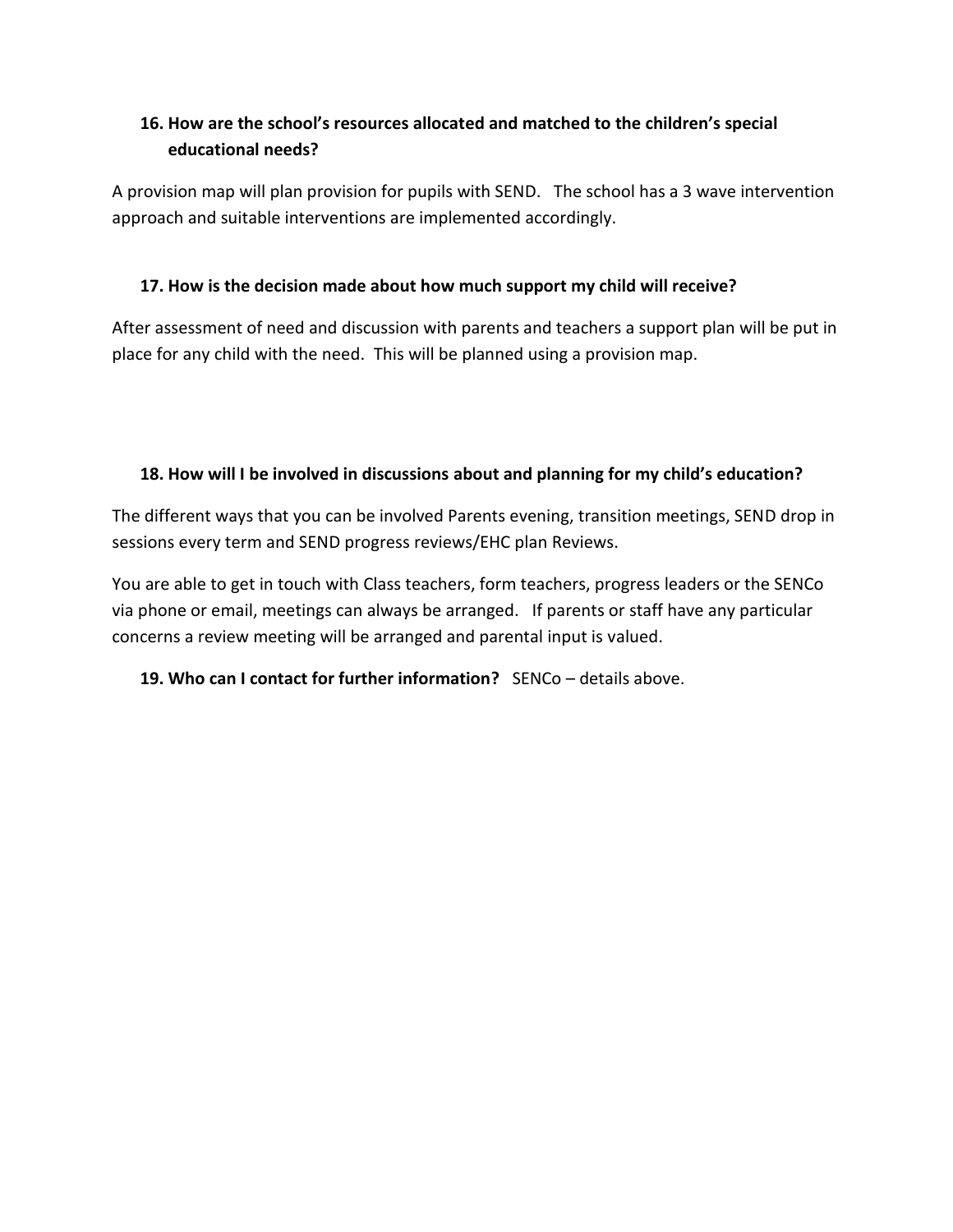**16. How are the school's resources allocated and matched to the children's special educational needs?**

A provision map will plan provision for pupils with SEND. The school has a 3 wave intervention approach and suitable interventions are implemented accordingly.

**17. How is the decision made about how much support my child will receive?**

After assessment of need and discussion with parents and teachers a support plan will be put in place for any child with the need. This will be planned using a provision map.

**18. How will I be involved in discussions about and planning for my child's education?**

The different ways that you can be involved Parents evening, transition meetings, SEND drop in sessions every term and SEND progress reviews/EHC plan Reviews.

You are able to get in touch with Class teachers, form teachers, progress leaders or the SENCo via phone or email, meetings can always be arranged. If parents or staff have any particular concerns a review meeting will be arranged and parental input is valued.

**19. Who can I contact for further information?** SENCo – details above.